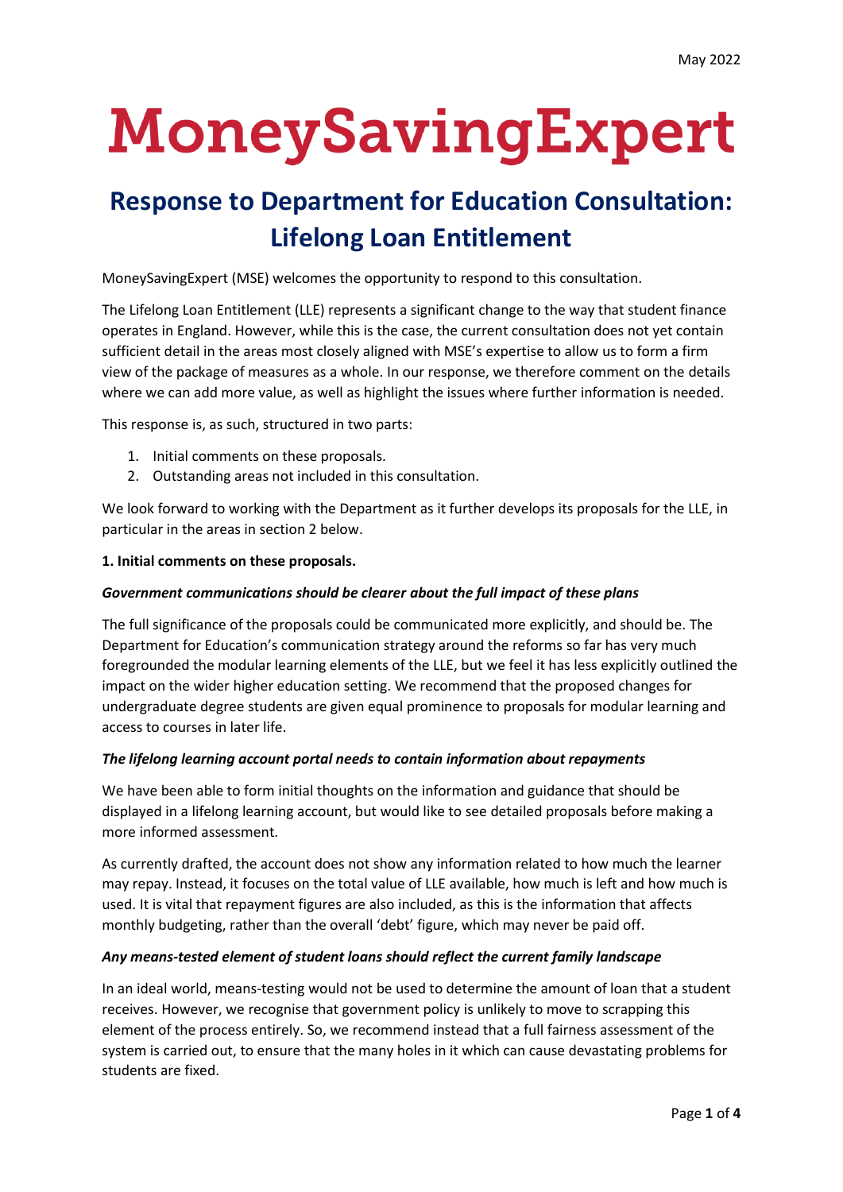May 2022

# MoneySavingExpert

## Response to Department for Education Consultation: Lifelong Loan Entitlement

MoneySavingExpert (MSE) welcomes the opportunity to respond to this consultation.

The Lifelong Loan Entitlement (LLE) represents a significant change to the way that student finance operates in England. However, while this is the case, the current consultation does not yet contain sufficient detail in the areas most closely aligned with MSE's expertise to allow us to form a firm view of the package of measures as a whole. In our response, we therefore comment on the details where we can add more value, as well as highlight the issues where further information is needed.

This response is, as such, structured in two parts:

1. Initial comments on these proposals.
2. Outstanding areas not included in this consultation.

We look forward to working with the Department as it further develops its proposals for the LLE, in particular in the areas in section 2 below.

**1. Initial comments on these proposals.**

***Government communications should be clearer about the full impact of these plans***

The full significance of the proposals could be communicated more explicitly, and should be. The Department for Education's communication strategy around the reforms so far has very much foregrounded the modular learning elements of the LLE, but we feel it has less explicitly outlined the impact on the wider higher education setting. We recommend that the proposed changes for undergraduate degree students are given equal prominence to proposals for modular learning and access to courses in later life.

***The lifelong learning account portal needs to contain information about repayments***

We have been able to form initial thoughts on the information and guidance that should be displayed in a lifelong learning account, but would like to see detailed proposals before making a more informed assessment.

As currently drafted, the account does not show any information related to how much the learner may repay. Instead, it focuses on the total value of LLE available, how much is left and how much is used. It is vital that repayment figures are also included, as this is the information that affects monthly budgeting, rather than the overall 'debt' figure, which may never be paid off.

***Any means-tested element of student loans should reflect the current family landscape***

In an ideal world, means-testing would not be used to determine the amount of loan that a student receives. However, we recognise that government policy is unlikely to move to scrapping this element of the process entirely. So, we recommend instead that a full fairness assessment of the system is carried out, to ensure that the many holes in it which can cause devastating problems for students are fixed.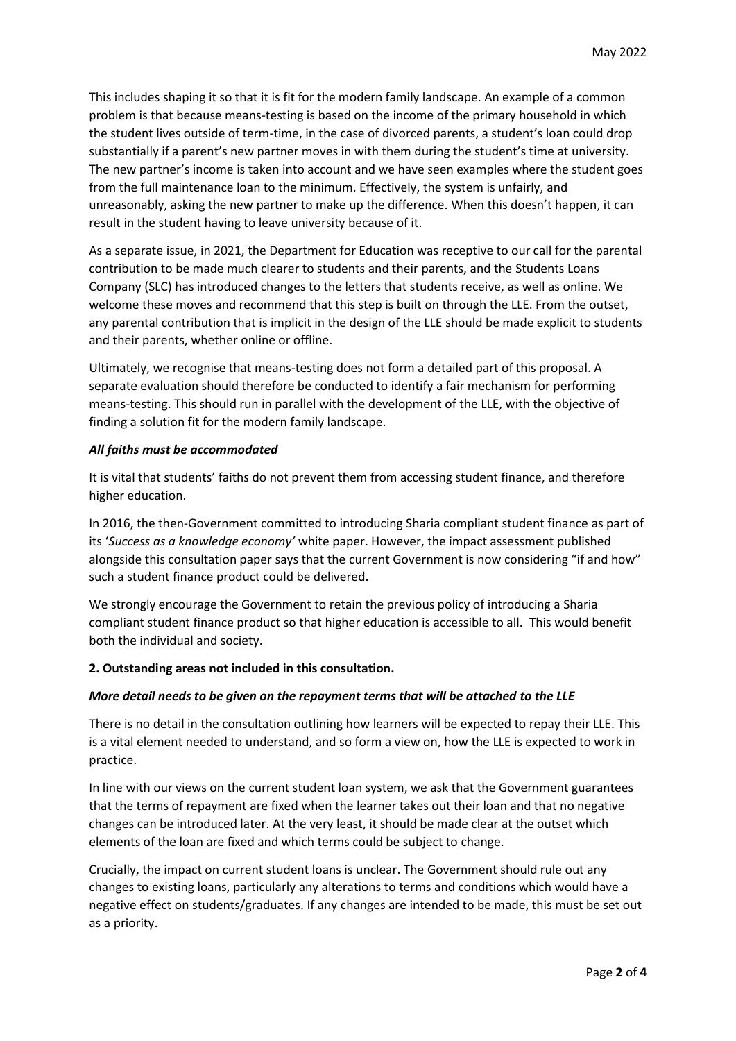This includes shaping it so that it is fit for the modern family landscape. An example of a common problem is that because means-testing is based on the income of the primary household in which the student lives outside of term-time, in the case of divorced parents, a student's loan could drop substantially if a parent's new partner moves in with them during the student's time at university. The new partner's income is taken into account and we have seen examples where the student goes from the full maintenance loan to the minimum. Effectively, the system is unfairly, and unreasonably, asking the new partner to make up the difference. When this doesn't happen, it can result in the student having to leave university because of it.

As a separate issue, in 2021, the Department for Education was receptive to our call for the parental contribution to be made much clearer to students and their parents, and the Students Loans Company (SLC) has introduced changes to the letters that students receive, as well as online. We welcome these moves and recommend that this step is built on through the LLE. From the outset, any parental contribution that is implicit in the design of the LLE should be made explicit to students and their parents, whether online or offline.

Ultimately, we recognise that means-testing does not form a detailed part of this proposal. A separate evaluation should therefore be conducted to identify a fair mechanism for performing means-testing. This should run in parallel with the development of the LLE, with the objective of finding a solution fit for the modern family landscape.

***All faiths must be accommodated***

It is vital that students' faiths do not prevent them from accessing student finance, and therefore higher education.

In 2016, the then-Government committed to introducing Sharia compliant student finance as part of its '*Success as a knowledge economy'* white paper. However, the impact assessment published alongside this consultation paper says that the current Government is now considering "if and how" such a student finance product could be delivered.

We strongly encourage the Government to retain the previous policy of introducing a Sharia compliant student finance product so that higher education is accessible to all. This would benefit both the individual and society.

**2. Outstanding areas not included in this consultation.**

***More detail needs to be given on the repayment terms that will be attached to the LLE***

There is no detail in the consultation outlining how learners will be expected to repay their LLE. This is a vital element needed to understand, and so form a view on, how the LLE is expected to work in practice.

In line with our views on the current student loan system, we ask that the Government guarantees that the terms of repayment are fixed when the learner takes out their loan and that no negative changes can be introduced later. At the very least, it should be made clear at the outset which elements of the loan are fixed and which terms could be subject to change.

Crucially, the impact on current student loans is unclear. The Government should rule out any changes to existing loans, particularly any alterations to terms and conditions which would have a negative effect on students/graduates. If any changes are intended to be made, this must be set out as a priority.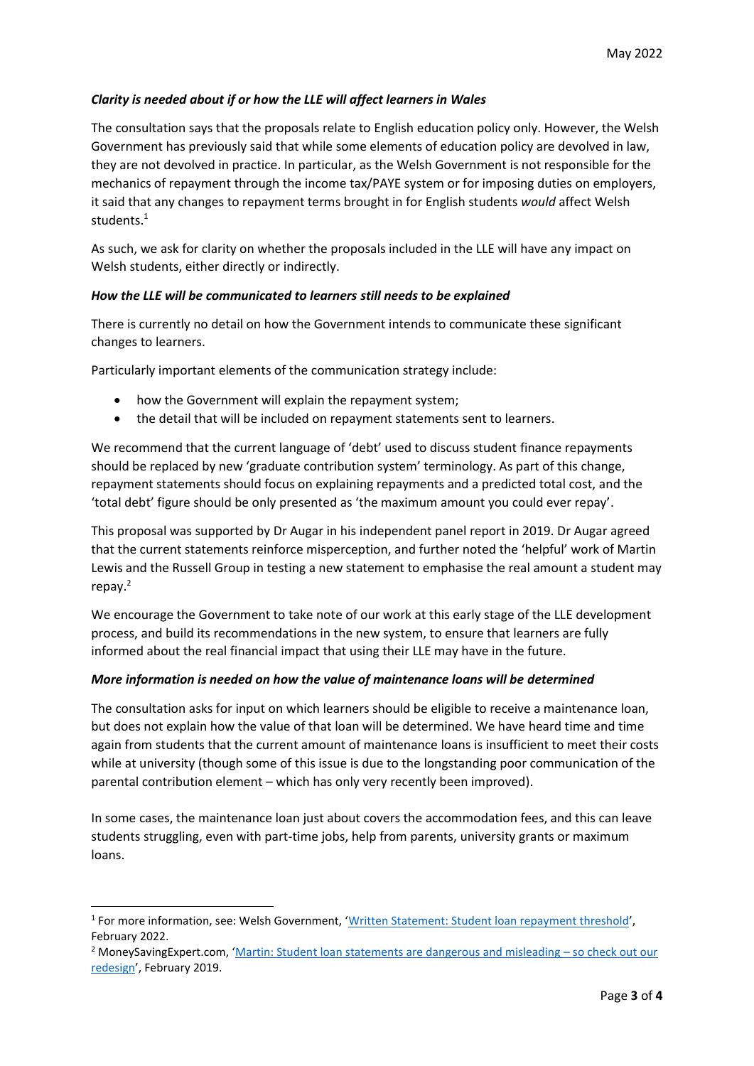May 2022

***Clarity is needed about if or how the LLE will affect learners in Wales***

The consultation says that the proposals relate to English education policy only. However, the Welsh Government has previously said that while some elements of education policy are devolved in law, they are not devolved in practice. In particular, as the Welsh Government is not responsible for the mechanics of repayment through the income tax/PAYE system or for imposing duties on employers, it said that any changes to repayment terms brought in for English students *would* affect Welsh students.[1]

As such, we ask for clarity on whether the proposals included in the LLE will have any impact on Welsh students, either directly or indirectly.

***How the LLE will be communicated to learners still needs to be explained***

There is currently no detail on how the Government intends to communicate these significant changes to learners.

Particularly important elements of the communication strategy include:

- how the Government will explain the repayment system;
- the detail that will be included on repayment statements sent to learners.

We recommend that the current language of 'debt' used to discuss student finance repayments should be replaced by new 'graduate contribution system' terminology. As part of this change, repayment statements should focus on explaining repayments and a predicted total cost, and the 'total debt' figure should be only presented as 'the maximum amount you could ever repay'.

This proposal was supported by Dr Augar in his independent panel report in 2019. Dr Augar agreed that the current statements reinforce misperception, and further noted the 'helpful' work of Martin Lewis and the Russell Group in testing a new statement to emphasise the real amount a student may repay.[2]

We encourage the Government to take note of our work at this early stage of the LLE development process, and build its recommendations in the new system, to ensure that learners are fully informed about the real financial impact that using their LLE may have in the future.

***More information is needed on how the value of maintenance loans will be determined***

The consultation asks for input on which learners should be eligible to receive a maintenance loan, but does not explain how the value of that loan will be determined. We have heard time and time again from students that the current amount of maintenance loans is insufficient to meet their costs while at university (though some of this issue is due to the longstanding poor communication of the parental contribution element – which has only very recently been improved).

In some cases, the maintenance loan just about covers the accommodation fees, and this can leave students struggling, even with part-time jobs, help from parents, university grants or maximum loans.

---

[1] For more information, see: Welsh Government, 'Written Statement: Student loan repayment threshold', February 2022.

[2] MoneySavingExpert.com, 'Martin: Student loan statements are dangerous and misleading – so check out our redesign', February 2019.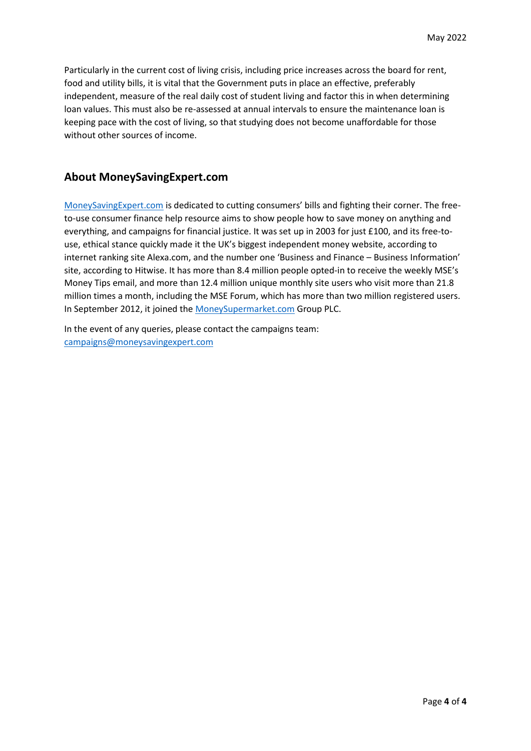Particularly in the current cost of living crisis, including price increases across the board for rent, food and utility bills, it is vital that the Government puts in place an effective, preferably independent, measure of the real daily cost of student living and factor this in when determining loan values. This must also be re-assessed at annual intervals to ensure the maintenance loan is keeping pace with the cost of living, so that studying does not become unaffordable for those without other sources of income.

## About MoneySavingExpert.com

MoneySavingExpert.com is dedicated to cutting consumers' bills and fighting their corner. The free-to-use consumer finance help resource aims to show people how to save money on anything and everything, and campaigns for financial justice. It was set up in 2003 for just £100, and its free-to-use, ethical stance quickly made it the UK's biggest independent money website, according to internet ranking site Alexa.com, and the number one 'Business and Finance – Business Information' site, according to Hitwise. It has more than 8.4 million people opted-in to receive the weekly MSE's Money Tips email, and more than 12.4 million unique monthly site users who visit more than 21.8 million times a month, including the MSE Forum, which has more than two million registered users. In September 2012, it joined the MoneySupermarket.com Group PLC.

In the event of any queries, please contact the campaigns team: campaigns@moneysavingexpert.com